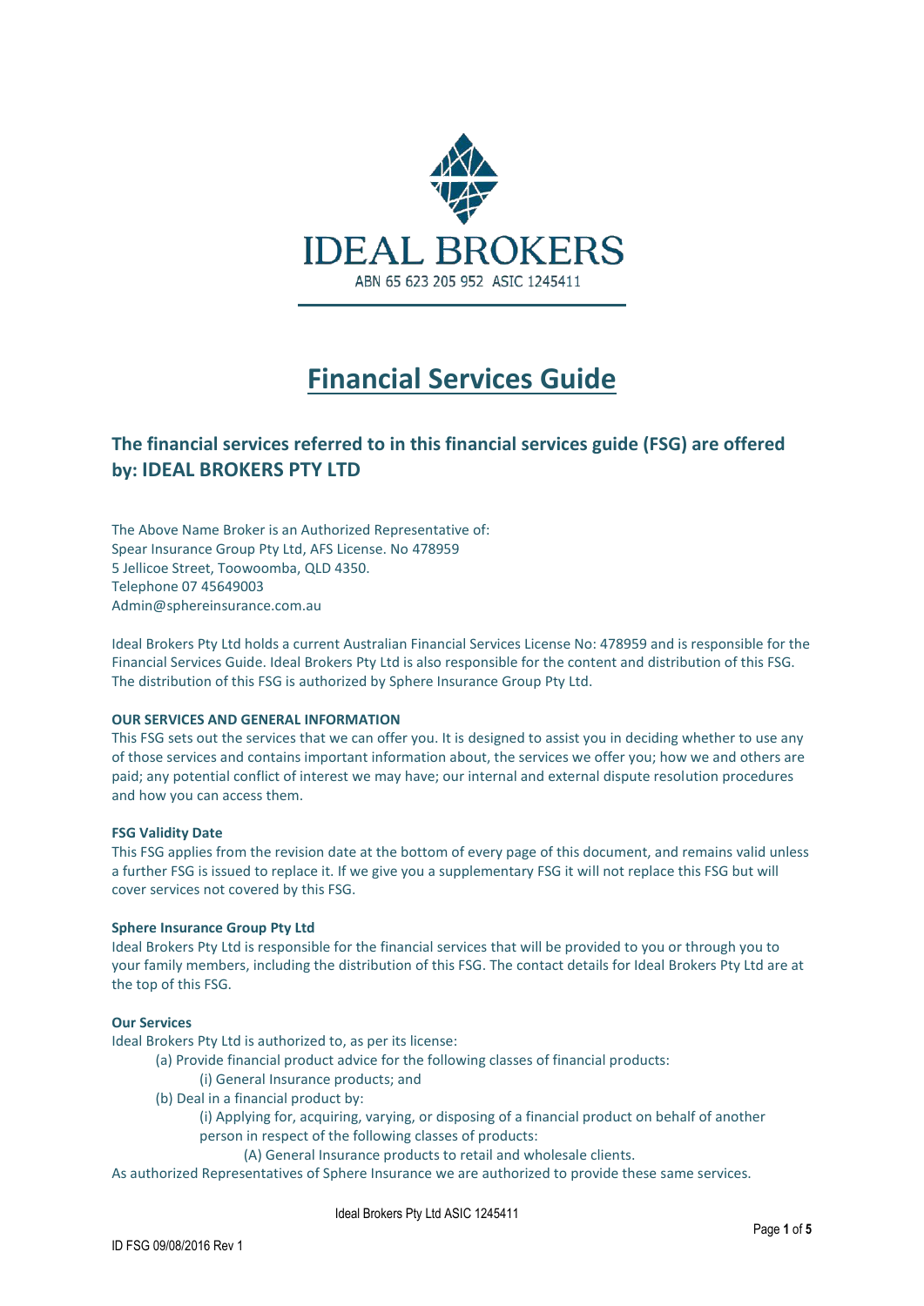# IDEAL BROKERS

ABN 65 623 205 952 ASIC 1245411

# Financial Services Guide

## The financial services referred to in this financial services guide (FSG) are offered by: IDEAL BROKERS PTY LTD

The Above Name Broker is an Authorized Representative of:
Spear Insurance Group Pty Ltd, AFS License. No 478959
5 Jellicoe Street, Toowoomba, QLD 4350.
Telephone 07 45649003
Admin@sphereinsurance.com.au

Ideal Brokers Pty Ltd holds a current Australian Financial Services License No: 478959 and is responsible for the Financial Services Guide. Ideal Brokers Pty Ltd is also responsible for the content and distribution of this FSG. The distribution of this FSG is authorized by Sphere Insurance Group Pty Ltd.

**OUR SERVICES AND GENERAL INFORMATION**

This FSG sets out the services that we can offer you. It is designed to assist you in deciding whether to use any of those services and contains important information about, the services we offer you; how we and others are paid; any potential conflict of interest we may have; our internal and external dispute resolution procedures and how you can access them.

**FSG Validity Date**

This FSG applies from the revision date at the bottom of every page of this document, and remains valid unless a further FSG is issued to replace it. If we give you a supplementary FSG it will not replace this FSG but will cover services not covered by this FSG.

**Sphere Insurance Group Pty Ltd**

Ideal Brokers Pty Ltd is responsible for the financial services that will be provided to you or through you to your family members, including the distribution of this FSG. The contact details for Ideal Brokers Pty Ltd are at the top of this FSG.

**Our Services**

Ideal Brokers Pty Ltd is authorized to, as per its license:

- (a) Provide financial product advice for the following classes of financial products:
  - (i) General Insurance products; and
- (b) Deal in a financial product by:
  - (i) Applying for, acquiring, varying, or disposing of a financial product on behalf of another person in respect of the following classes of products:
    - (A) General Insurance products to retail and wholesale clients.

As authorized Representatives of Sphere Insurance we are authorized to provide these same services.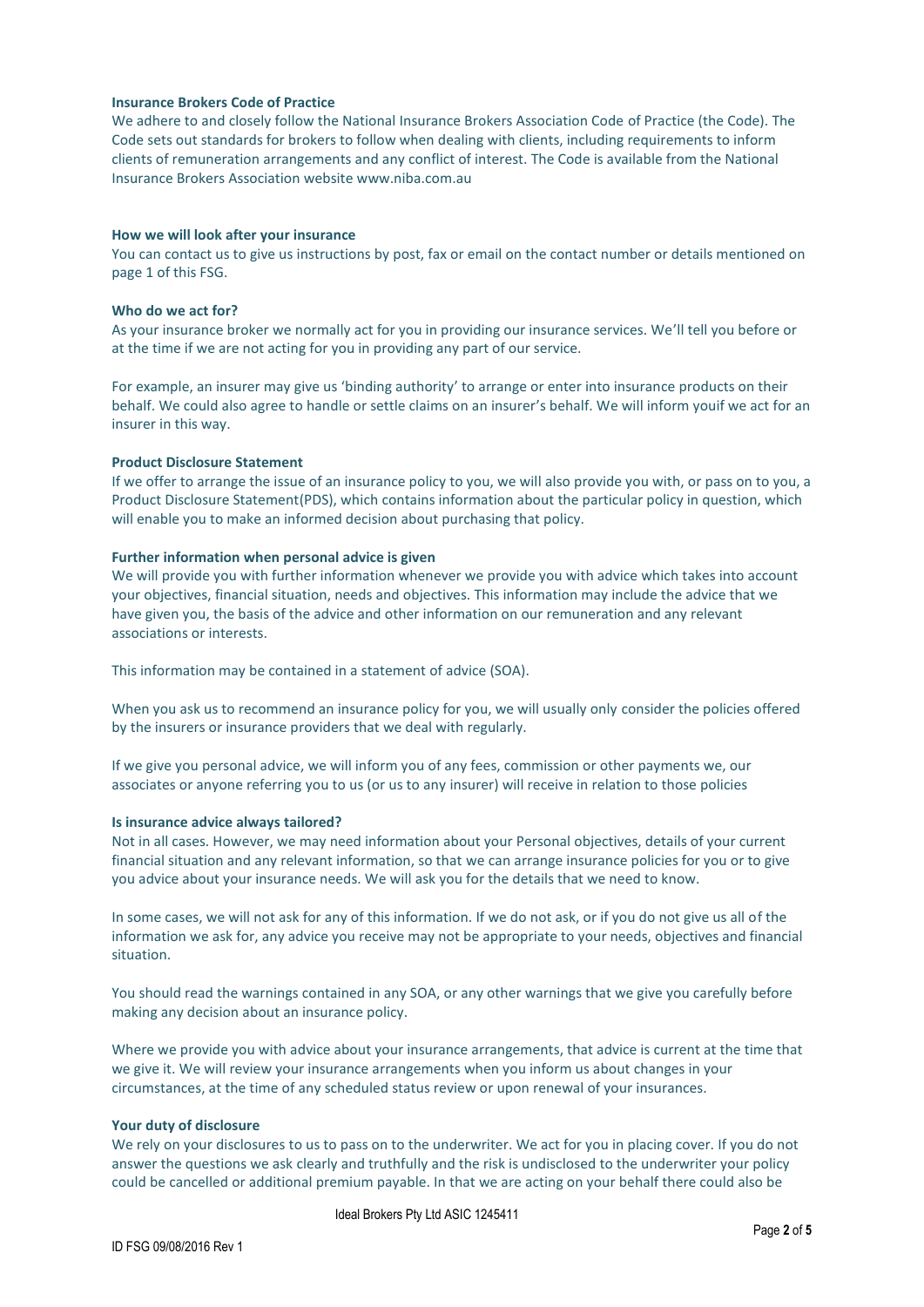**Insurance Brokers Code of Practice**

We adhere to and closely follow the National Insurance Brokers Association Code of Practice (the Code). The Code sets out standards for brokers to follow when dealing with clients, including requirements to inform clients of remuneration arrangements and any conflict of interest. The Code is available from the National Insurance Brokers Association website www.niba.com.au

**How we will look after your insurance**

You can contact us to give us instructions by post, fax or email on the contact number or details mentioned on page 1 of this FSG.

**Who do we act for?**

As your insurance broker we normally act for you in providing our insurance services. We'll tell you before or at the time if we are not acting for you in providing any part of our service.

For example, an insurer may give us 'binding authority' to arrange or enter into insurance products on their behalf. We could also agree to handle or settle claims on an insurer's behalf. We will inform youif we act for an insurer in this way.

**Product Disclosure Statement**

If we offer to arrange the issue of an insurance policy to you, we will also provide you with, or pass on to you, a Product Disclosure Statement(PDS), which contains information about the particular policy in question, which will enable you to make an informed decision about purchasing that policy.

**Further information when personal advice is given**

We will provide you with further information whenever we provide you with advice which takes into account your objectives, financial situation, needs and objectives. This information may include the advice that we have given you, the basis of the advice and other information on our remuneration and any relevant associations or interests.

This information may be contained in a statement of advice (SOA).

When you ask us to recommend an insurance policy for you, we will usually only consider the policies offered by the insurers or insurance providers that we deal with regularly.

If we give you personal advice, we will inform you of any fees, commission or other payments we, our associates or anyone referring you to us (or us to any insurer) will receive in relation to those policies

**Is insurance advice always tailored?**

Not in all cases. However, we may need information about your Personal objectives, details of your current financial situation and any relevant information, so that we can arrange insurance policies for you or to give you advice about your insurance needs. We will ask you for the details that we need to know.

In some cases, we will not ask for any of this information. If we do not ask, or if you do not give us all of the information we ask for, any advice you receive may not be appropriate to your needs, objectives and financial situation.

You should read the warnings contained in any SOA, or any other warnings that we give you carefully before making any decision about an insurance policy.

Where we provide you with advice about your insurance arrangements, that advice is current at the time that we give it. We will review your insurance arrangements when you inform us about changes in your circumstances, at the time of any scheduled status review or upon renewal of your insurances.

**Your duty of disclosure**

We rely on your disclosures to us to pass on to the underwriter. We act for you in placing cover. If you do not answer the questions we ask clearly and truthfully and the risk is undisclosed to the underwriter your policy could be cancelled or additional premium payable. In that we are acting on your behalf there could also be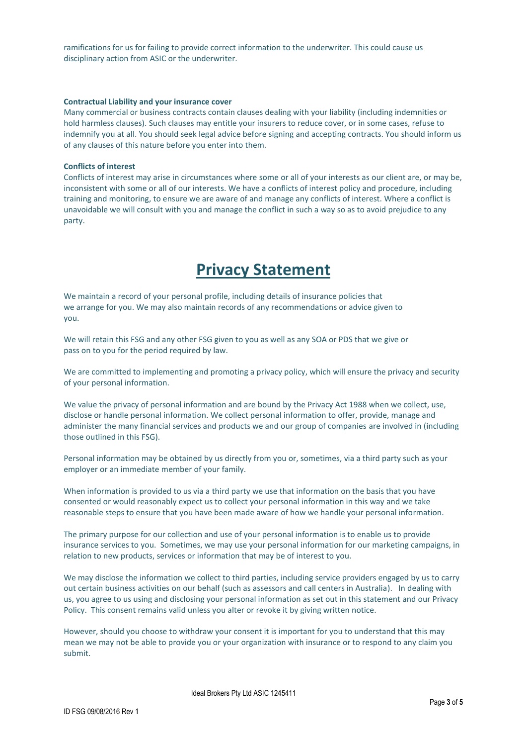ramifications for us for failing to provide correct information to the underwriter. This could cause us disciplinary action from ASIC or the underwriter.

**Contractual Liability and your insurance cover**

Many commercial or business contracts contain clauses dealing with your liability (including indemnities or hold harmless clauses). Such clauses may entitle your insurers to reduce cover, or in some cases, refuse to indemnify you at all. You should seek legal advice before signing and accepting contracts. You should inform us of any clauses of this nature before you enter into them.

**Conflicts of interest**

Conflicts of interest may arise in circumstances where some or all of your interests as our client are, or may be, inconsistent with some or all of our interests. We have a conflicts of interest policy and procedure, including training and monitoring, to ensure we are aware of and manage any conflicts of interest. Where a conflict is unavoidable we will consult with you and manage the conflict in such a way so as to avoid prejudice to any party.

# Privacy Statement

We maintain a record of your personal profile, including details of insurance policies that we arrange for you. We may also maintain records of any recommendations or advice given to you.

We will retain this FSG and any other FSG given to you as well as any SOA or PDS that we give or pass on to you for the period required by law.

We are committed to implementing and promoting a privacy policy, which will ensure the privacy and security of your personal information.

We value the privacy of personal information and are bound by the Privacy Act 1988 when we collect, use, disclose or handle personal information. We collect personal information to offer, provide, manage and administer the many financial services and products we and our group of companies are involved in (including those outlined in this FSG).

Personal information may be obtained by us directly from you or, sometimes, via a third party such as your employer or an immediate member of your family.

When information is provided to us via a third party we use that information on the basis that you have consented or would reasonably expect us to collect your personal information in this way and we take reasonable steps to ensure that you have been made aware of how we handle your personal information.

The primary purpose for our collection and use of your personal information is to enable us to provide insurance services to you. Sometimes, we may use your personal information for our marketing campaigns, in relation to new products, services or information that may be of interest to you.

We may disclose the information we collect to third parties, including service providers engaged by us to carry out certain business activities on our behalf (such as assessors and call centers in Australia). In dealing with us, you agree to us using and disclosing your personal information as set out in this statement and our Privacy Policy. This consent remains valid unless you alter or revoke it by giving written notice.

However, should you choose to withdraw your consent it is important for you to understand that this may mean we may not be able to provide you or your organization with insurance or to respond to any claim you submit.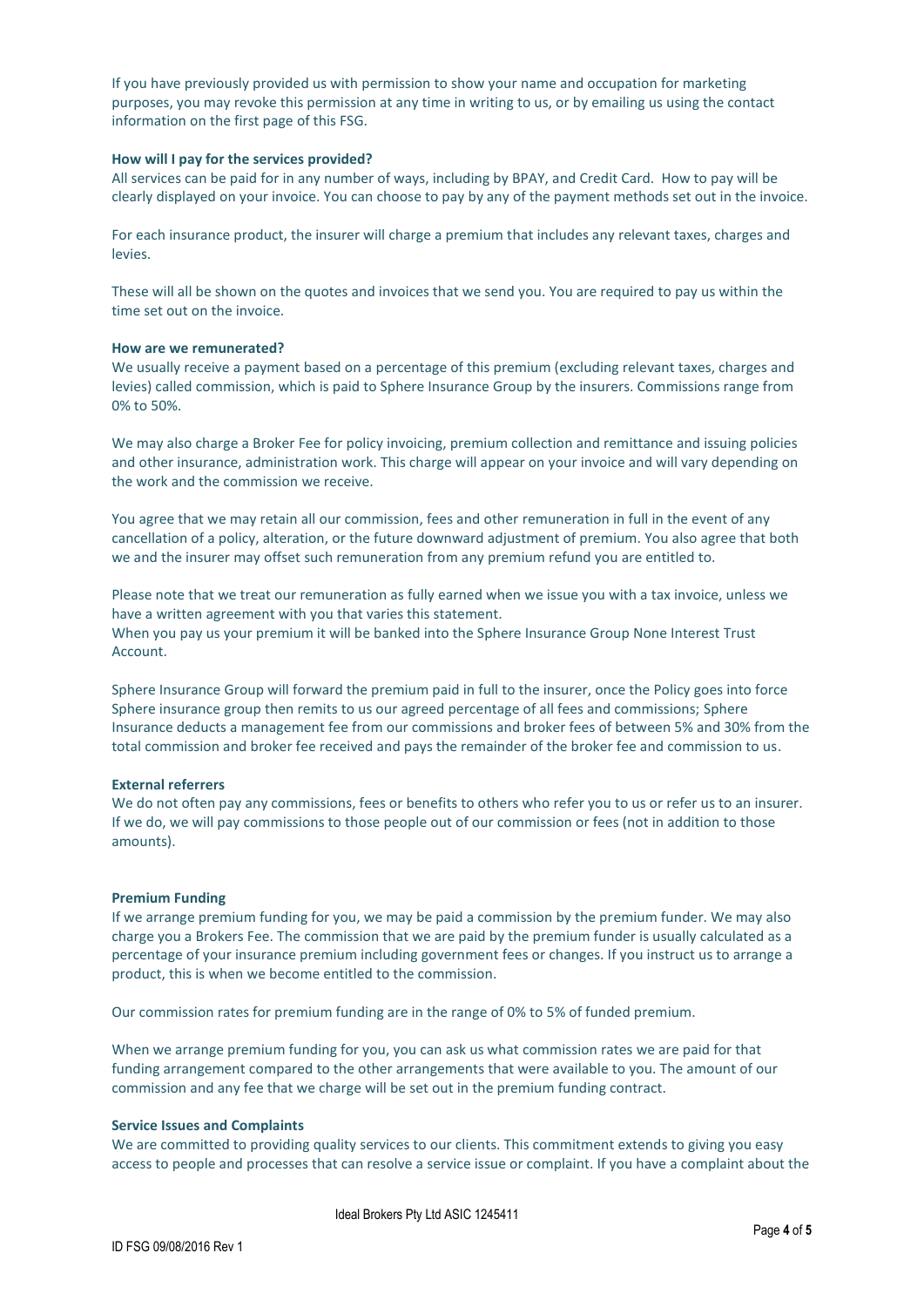If you have previously provided us with permission to show your name and occupation for marketing purposes, you may revoke this permission at any time in writing to us, or by emailing us using the contact information on the first page of this FSG.

**How will I pay for the services provided?**

All services can be paid for in any number of ways, including by BPAY, and Credit Card. How to pay will be clearly displayed on your invoice. You can choose to pay by any of the payment methods set out in the invoice.

For each insurance product, the insurer will charge a premium that includes any relevant taxes, charges and levies.

These will all be shown on the quotes and invoices that we send you. You are required to pay us within the time set out on the invoice.

**How are we remunerated?**

We usually receive a payment based on a percentage of this premium (excluding relevant taxes, charges and levies) called commission, which is paid to Sphere Insurance Group by the insurers. Commissions range from 0% to 50%.

We may also charge a Broker Fee for policy invoicing, premium collection and remittance and issuing policies and other insurance, administration work. This charge will appear on your invoice and will vary depending on the work and the commission we receive.

You agree that we may retain all our commission, fees and other remuneration in full in the event of any cancellation of a policy, alteration, or the future downward adjustment of premium. You also agree that both we and the insurer may offset such remuneration from any premium refund you are entitled to.

Please note that we treat our remuneration as fully earned when we issue you with a tax invoice, unless we have a written agreement with you that varies this statement.

When you pay us your premium it will be banked into the Sphere Insurance Group None Interest Trust Account.

Sphere Insurance Group will forward the premium paid in full to the insurer, once the Policy goes into force Sphere insurance group then remits to us our agreed percentage of all fees and commissions; Sphere Insurance deducts a management fee from our commissions and broker fees of between 5% and 30% from the total commission and broker fee received and pays the remainder of the broker fee and commission to us.

**External referrers**

We do not often pay any commissions, fees or benefits to others who refer you to us or refer us to an insurer. If we do, we will pay commissions to those people out of our commission or fees (not in addition to those amounts).

**Premium Funding**

If we arrange premium funding for you, we may be paid a commission by the premium funder. We may also charge you a Brokers Fee. The commission that we are paid by the premium funder is usually calculated as a percentage of your insurance premium including government fees or changes. If you instruct us to arrange a product, this is when we become entitled to the commission.

Our commission rates for premium funding are in the range of 0% to 5% of funded premium.

When we arrange premium funding for you, you can ask us what commission rates we are paid for that funding arrangement compared to the other arrangements that were available to you. The amount of our commission and any fee that we charge will be set out in the premium funding contract.

**Service Issues and Complaints**

We are committed to providing quality services to our clients. This commitment extends to giving you easy access to people and processes that can resolve a service issue or complaint. If you have a complaint about the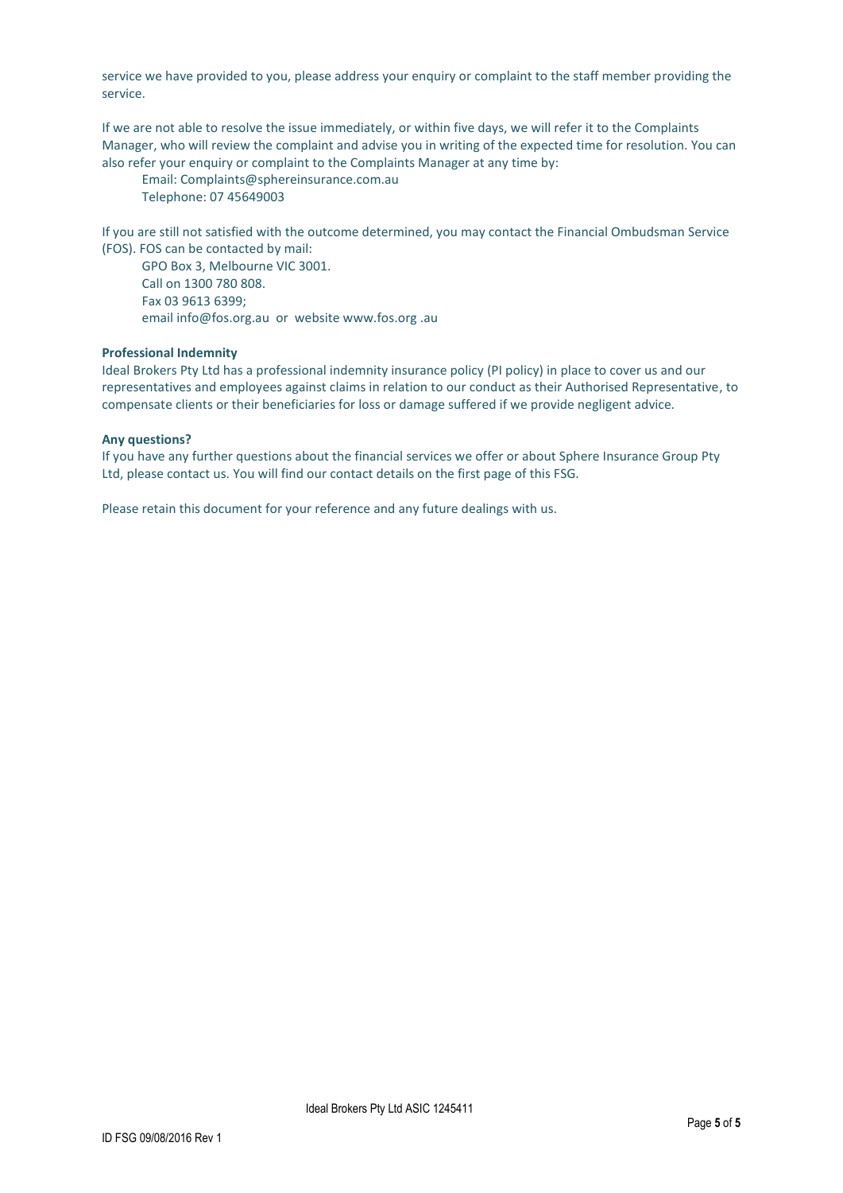service we have provided to you, please address your enquiry or complaint to the staff member providing the service.

If we are not able to resolve the issue immediately, or within five days, we will refer it to the Complaints Manager, who will review the complaint and advise you in writing of the expected time for resolution. You can also refer your enquiry or complaint to the Complaints Manager at any time by:

Email: Complaints@sphereinsurance.com.au
Telephone: 07 45649003

If you are still not satisfied with the outcome determined, you may contact the Financial Ombudsman Service (FOS). FOS can be contacted by mail:

GPO Box 3, Melbourne VIC 3001.
Call on 1300 780 808.
Fax 03 9613 6399;
email info@fos.org.au or website www.fos.org .au

**Professional Indemnity**

Ideal Brokers Pty Ltd has a professional indemnity insurance policy (PI policy) in place to cover us and our representatives and employees against claims in relation to our conduct as their Authorised Representative, to compensate clients or their beneficiaries for loss or damage suffered if we provide negligent advice.

**Any questions?**

If you have any further questions about the financial services we offer or about Sphere Insurance Group Pty Ltd, please contact us. You will find our contact details on the first page of this FSG.

Please retain this document for your reference and any future dealings with us.